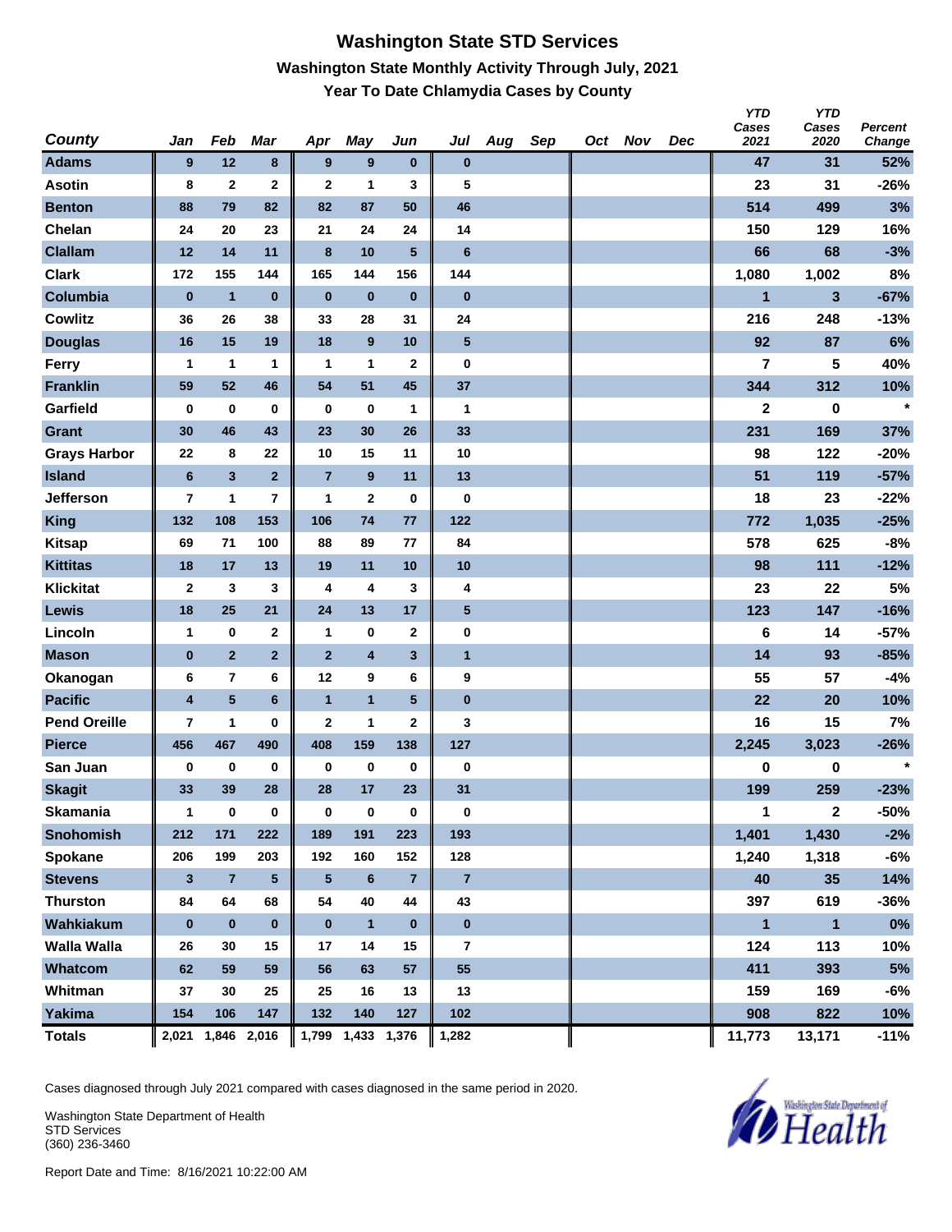# Washington State STD Services

## Washington State Monthly Activity Through July, 2021

### Year To Date Chlamydia Cases by County

| County | Jan | Feb | Mar | Apr | May | Jun | Jul | Aug | Sep | Oct | Nov | Dec | YTD Cases 2021 | YTD Cases 2020 | Percent Change |
|---|---|---|---|---|---|---|---|---|---|---|---|---|---|---|---|
| Adams | 9 | 12 | 8 | 9 | 9 | 0 | 0 | | | | | | 47 | 31 | 52% |
| Asotin | 8 | 2 | 2 | 2 | 1 | 3 | 5 | | | | | | 23 | 31 | -26% |
| Benton | 88 | 79 | 82 | 82 | 87 | 50 | 46 | | | | | | 514 | 499 | 3% |
| Chelan | 24 | 20 | 23 | 21 | 24 | 24 | 14 | | | | | | 150 | 129 | 16% |
| Clallam | 12 | 14 | 11 | 8 | 10 | 5 | 6 | | | | | | 66 | 68 | -3% |
| Clark | 172 | 155 | 144 | 165 | 144 | 156 | 144 | | | | | | 1,080 | 1,002 | 8% |
| Columbia | 0 | 1 | 0 | 0 | 0 | 0 | 0 | | | | | | 1 | 3 | -67% |
| Cowlitz | 36 | 26 | 38 | 33 | 28 | 31 | 24 | | | | | | 216 | 248 | -13% |
| Douglas | 16 | 15 | 19 | 18 | 9 | 10 | 5 | | | | | | 92 | 87 | 6% |
| Ferry | 1 | 1 | 1 | 1 | 1 | 2 | 0 | | | | | | 7 | 5 | 40% |
| Franklin | 59 | 52 | 46 | 54 | 51 | 45 | 37 | | | | | | 344 | 312 | 10% |
| Garfield | 0 | 0 | 0 | 0 | 0 | 1 | 1 | | | | | | 2 | 0 | * |
| Grant | 30 | 46 | 43 | 23 | 30 | 26 | 33 | | | | | | 231 | 169 | 37% |
| Grays Harbor | 22 | 8 | 22 | 10 | 15 | 11 | 10 | | | | | | 98 | 122 | -20% |
| Island | 6 | 3 | 2 | 7 | 9 | 11 | 13 | | | | | | 51 | 119 | -57% |
| Jefferson | 7 | 1 | 7 | 1 | 2 | 0 | 0 | | | | | | 18 | 23 | -22% |
| King | 132 | 108 | 153 | 106 | 74 | 77 | 122 | | | | | | 772 | 1,035 | -25% |
| Kitsap | 69 | 71 | 100 | 88 | 89 | 77 | 84 | | | | | | 578 | 625 | -8% |
| Kittitas | 18 | 17 | 13 | 19 | 11 | 10 | 10 | | | | | | 98 | 111 | -12% |
| Klickitat | 2 | 3 | 3 | 4 | 4 | 3 | 4 | | | | | | 23 | 22 | 5% |
| Lewis | 18 | 25 | 21 | 24 | 13 | 17 | 5 | | | | | | 123 | 147 | -16% |
| Lincoln | 1 | 0 | 2 | 1 | 0 | 2 | 0 | | | | | | 6 | 14 | -57% |
| Mason | 0 | 2 | 2 | 2 | 4 | 3 | 1 | | | | | | 14 | 93 | -85% |
| Okanogan | 6 | 7 | 6 | 12 | 9 | 6 | 9 | | | | | | 55 | 57 | -4% |
| Pacific | 4 | 5 | 6 | 1 | 1 | 5 | 0 | | | | | | 22 | 20 | 10% |
| Pend Oreille | 7 | 1 | 0 | 2 | 1 | 2 | 3 | | | | | | 16 | 15 | 7% |
| Pierce | 456 | 467 | 490 | 408 | 159 | 138 | 127 | | | | | | 2,245 | 3,023 | -26% |
| San Juan | 0 | 0 | 0 | 0 | 0 | 0 | 0 | | | | | | 0 | 0 | * |
| Skagit | 33 | 39 | 28 | 28 | 17 | 23 | 31 | | | | | | 199 | 259 | -23% |
| Skamania | 1 | 0 | 0 | 0 | 0 | 0 | 0 | | | | | | 1 | 2 | -50% |
| Snohomish | 212 | 171 | 222 | 189 | 191 | 223 | 193 | | | | | | 1,401 | 1,430 | -2% |
| Spokane | 206 | 199 | 203 | 192 | 160 | 152 | 128 | | | | | | 1,240 | 1,318 | -6% |
| Stevens | 3 | 7 | 5 | 5 | 6 | 7 | 7 | | | | | | 40 | 35 | 14% |
| Thurston | 84 | 64 | 68 | 54 | 40 | 44 | 43 | | | | | | 397 | 619 | -36% |
| Wahkiakum | 0 | 0 | 0 | 0 | 1 | 0 | 0 | | | | | | 1 | 1 | 0% |
| Walla Walla | 26 | 30 | 15 | 17 | 14 | 15 | 7 | | | | | | 124 | 113 | 10% |
| Whatcom | 62 | 59 | 59 | 56 | 63 | 57 | 55 | | | | | | 411 | 393 | 5% |
| Whitman | 37 | 30 | 25 | 25 | 16 | 13 | 13 | | | | | | 159 | 169 | -6% |
| Yakima | 154 | 106 | 147 | 132 | 140 | 127 | 102 | | | | | | 908 | 822 | 10% |
| Totals | 2,021 | 1,846 | 2,016 | 1,799 | 1,433 | 1,376 | 1,282 | | | | | | 11,773 | 13,171 | -11% |

Cases diagnosed through July 2021 compared with cases diagnosed in the same period in 2020.

Washington State Department of Health
STD Services
(360) 236-3460

Report Date and Time: 8/16/2021 10:22:00 AM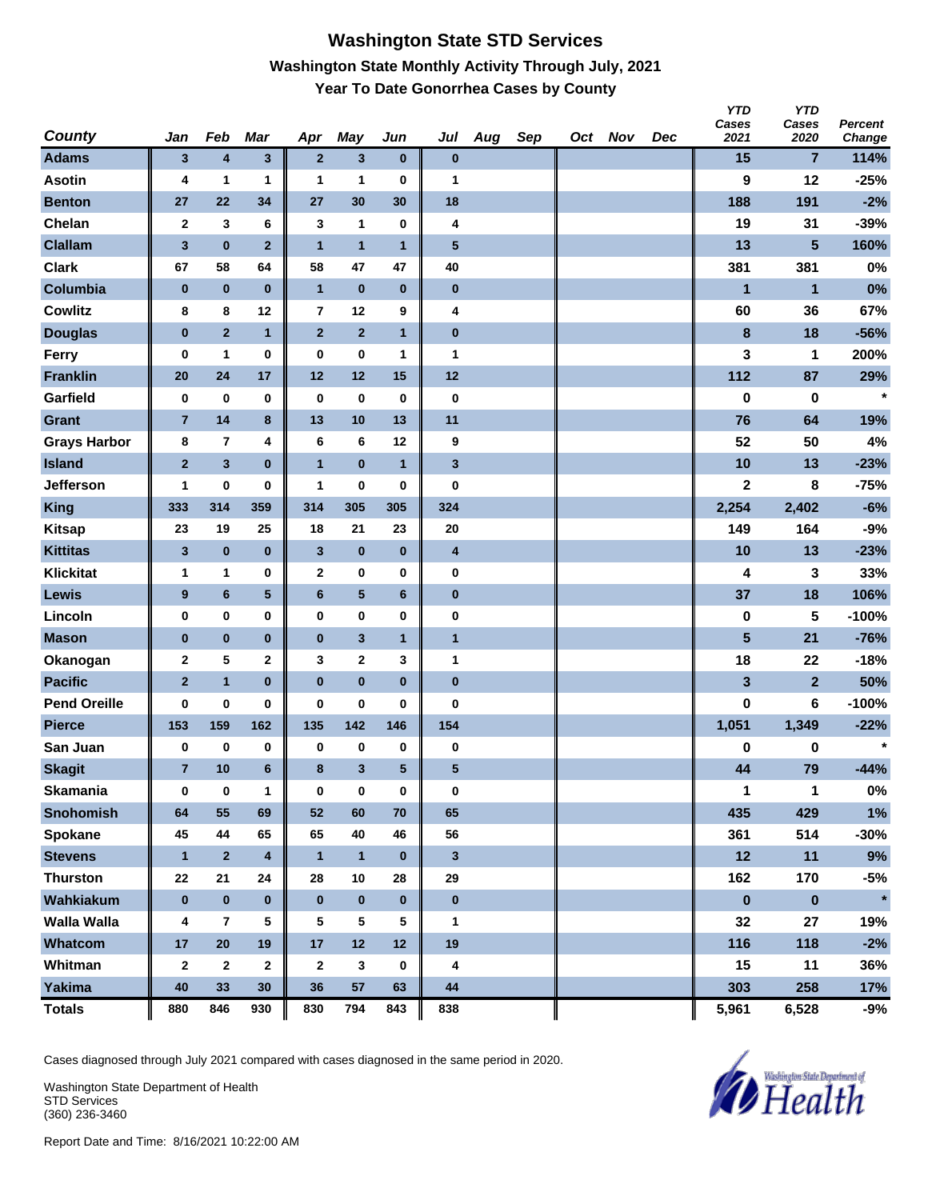# Washington State STD Services

## Washington State Monthly Activity Through July, 2021

### Year To Date Gonorrhea Cases by County

| County | Jan | Feb | Mar | Apr | May | Jun | Jul | Aug | Sep | Oct | Nov | Dec | YTD Cases 2021 | YTD Cases 2020 | Percent Change |
|---|---|---|---|---|---|---|---|---|---|---|---|---|---|---|---|
| Adams | 3 | 4 | 3 | 2 | 3 | 0 | 0 | | | | | | 15 | 7 | 114% |
| Asotin | 4 | 1 | 1 | 1 | 1 | 0 | 1 | | | | | | 9 | 12 | -25% |
| Benton | 27 | 22 | 34 | 27 | 30 | 30 | 18 | | | | | | 188 | 191 | -2% |
| Chelan | 2 | 3 | 6 | 3 | 1 | 0 | 4 | | | | | | 19 | 31 | -39% |
| Clallam | 3 | 0 | 2 | 1 | 1 | 1 | 5 | | | | | | 13 | 5 | 160% |
| Clark | 67 | 58 | 64 | 58 | 47 | 47 | 40 | | | | | | 381 | 381 | 0% |
| Columbia | 0 | 0 | 0 | 1 | 0 | 0 | 0 | | | | | | 1 | 1 | 0% |
| Cowlitz | 8 | 8 | 12 | 7 | 12 | 9 | 4 | | | | | | 60 | 36 | 67% |
| Douglas | 0 | 2 | 1 | 2 | 2 | 1 | 0 | | | | | | 8 | 18 | -56% |
| Ferry | 0 | 1 | 0 | 0 | 0 | 1 | 1 | | | | | | 3 | 1 | 200% |
| Franklin | 20 | 24 | 17 | 12 | 12 | 15 | 12 | | | | | | 112 | 87 | 29% |
| Garfield | 0 | 0 | 0 | 0 | 0 | 0 | 0 | | | | | | 0 | 0 | * |
| Grant | 7 | 14 | 8 | 13 | 10 | 13 | 11 | | | | | | 76 | 64 | 19% |
| Grays Harbor | 8 | 7 | 4 | 6 | 6 | 12 | 9 | | | | | | 52 | 50 | 4% |
| Island | 2 | 3 | 0 | 1 | 0 | 1 | 3 | | | | | | 10 | 13 | -23% |
| Jefferson | 1 | 0 | 0 | 1 | 0 | 0 | 0 | | | | | | 2 | 8 | -75% |
| King | 333 | 314 | 359 | 314 | 305 | 305 | 324 | | | | | | 2,254 | 2,402 | -6% |
| Kitsap | 23 | 19 | 25 | 18 | 21 | 23 | 20 | | | | | | 149 | 164 | -9% |
| Kittitas | 3 | 0 | 0 | 3 | 0 | 0 | 4 | | | | | | 10 | 13 | -23% |
| Klickitat | 1 | 1 | 0 | 2 | 0 | 0 | 0 | | | | | | 4 | 3 | 33% |
| Lewis | 9 | 6 | 5 | 6 | 5 | 6 | 0 | | | | | | 37 | 18 | 106% |
| Lincoln | 0 | 0 | 0 | 0 | 0 | 0 | 0 | | | | | | 0 | 5 | -100% |
| Mason | 0 | 0 | 0 | 0 | 3 | 1 | 1 | | | | | | 5 | 21 | -76% |
| Okanogan | 2 | 5 | 2 | 3 | 2 | 3 | 1 | | | | | | 18 | 22 | -18% |
| Pacific | 2 | 1 | 0 | 0 | 0 | 0 | 0 | | | | | | 3 | 2 | 50% |
| Pend Oreille | 0 | 0 | 0 | 0 | 0 | 0 | 0 | | | | | | 0 | 6 | -100% |
| Pierce | 153 | 159 | 162 | 135 | 142 | 146 | 154 | | | | | | 1,051 | 1,349 | -22% |
| San Juan | 0 | 0 | 0 | 0 | 0 | 0 | 0 | | | | | | 0 | 0 | * |
| Skagit | 7 | 10 | 6 | 8 | 3 | 5 | 5 | | | | | | 44 | 79 | -44% |
| Skamania | 0 | 0 | 1 | 0 | 0 | 0 | 0 | | | | | | 1 | 1 | 0% |
| Snohomish | 64 | 55 | 69 | 52 | 60 | 70 | 65 | | | | | | 435 | 429 | 1% |
| Spokane | 45 | 44 | 65 | 65 | 40 | 46 | 56 | | | | | | 361 | 514 | -30% |
| Stevens | 1 | 2 | 4 | 1 | 1 | 0 | 3 | | | | | | 12 | 11 | 9% |
| Thurston | 22 | 21 | 24 | 28 | 10 | 28 | 29 | | | | | | 162 | 170 | -5% |
| Wahkiakum | 0 | 0 | 0 | 0 | 0 | 0 | 0 | | | | | | 0 | 0 | * |
| Walla Walla | 4 | 7 | 5 | 5 | 5 | 5 | 1 | | | | | | 32 | 27 | 19% |
| Whatcom | 17 | 20 | 19 | 17 | 12 | 12 | 19 | | | | | | 116 | 118 | -2% |
| Whitman | 2 | 2 | 2 | 2 | 3 | 0 | 4 | | | | | | 15 | 11 | 36% |
| Yakima | 40 | 33 | 30 | 36 | 57 | 63 | 44 | | | | | | 303 | 258 | 17% |
| Totals | 880 | 846 | 930 | 830 | 794 | 843 | 838 | | | | | | 5,961 | 6,528 | -9% |

Cases diagnosed through July 2021 compared with cases diagnosed in the same period in 2020.

Washington State Department of Health
STD Services
(360) 236-3460

Report Date and Time: 8/16/2021 10:22:00 AM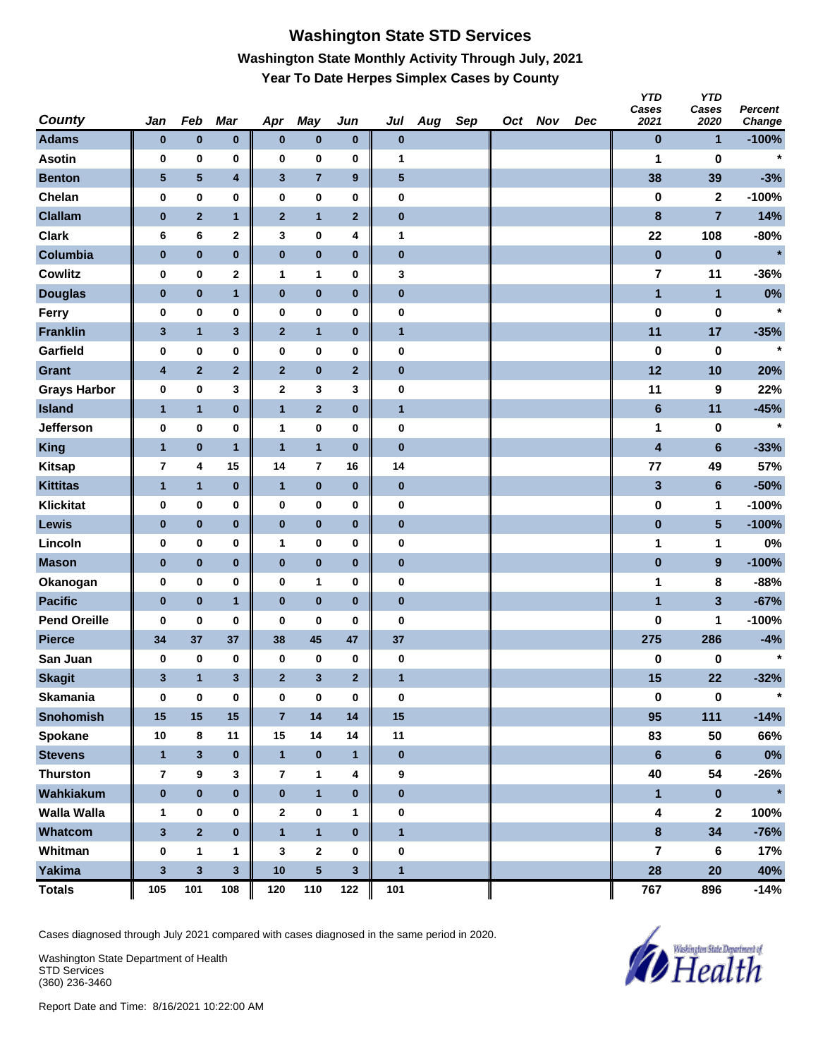# Washington State STD Services

## Washington State Monthly Activity Through July, 2021

### Year To Date Herpes Simplex Cases by County

| County | Jan | Feb | Mar | Apr | May | Jun | Jul | Aug | Sep | Oct | Nov | Dec | YTD Cases 2021 | YTD Cases 2020 | Percent Change |
|---|---|---|---|---|---|---|---|---|---|---|---|---|---|---|---|
| Adams | 0 | 0 | 0 | 0 | 0 | 0 | 0 | | | | | | 0 | 1 | -100% |
| Asotin | 0 | 0 | 0 | 0 | 0 | 0 | 1 | | | | | | 1 | 0 | * |
| Benton | 5 | 5 | 4 | 3 | 7 | 9 | 5 | | | | | | 38 | 39 | -3% |
| Chelan | 0 | 0 | 0 | 0 | 0 | 0 | 0 | | | | | | 0 | 2 | -100% |
| Clallam | 0 | 2 | 1 | 2 | 1 | 2 | 0 | | | | | | 8 | 7 | 14% |
| Clark | 6 | 6 | 2 | 3 | 0 | 4 | 1 | | | | | | 22 | 108 | -80% |
| Columbia | 0 | 0 | 0 | 0 | 0 | 0 | 0 | | | | | | 0 | 0 | * |
| Cowlitz | 0 | 0 | 2 | 1 | 1 | 0 | 3 | | | | | | 7 | 11 | -36% |
| Douglas | 0 | 0 | 1 | 0 | 0 | 0 | 0 | | | | | | 1 | 1 | 0% |
| Ferry | 0 | 0 | 0 | 0 | 0 | 0 | 0 | | | | | | 0 | 0 | * |
| Franklin | 3 | 1 | 3 | 2 | 1 | 0 | 1 | | | | | | 11 | 17 | -35% |
| Garfield | 0 | 0 | 0 | 0 | 0 | 0 | 0 | | | | | | 0 | 0 | * |
| Grant | 4 | 2 | 2 | 2 | 0 | 2 | 0 | | | | | | 12 | 10 | 20% |
| Grays Harbor | 0 | 0 | 3 | 2 | 3 | 3 | 0 | | | | | | 11 | 9 | 22% |
| Island | 1 | 1 | 0 | 1 | 2 | 0 | 1 | | | | | | 6 | 11 | -45% |
| Jefferson | 0 | 0 | 0 | 1 | 0 | 0 | 0 | | | | | | 1 | 0 | * |
| King | 1 | 0 | 1 | 1 | 1 | 0 | 0 | | | | | | 4 | 6 | -33% |
| Kitsap | 7 | 4 | 15 | 14 | 7 | 16 | 14 | | | | | | 77 | 49 | 57% |
| Kittitas | 1 | 1 | 0 | 1 | 0 | 0 | 0 | | | | | | 3 | 6 | -50% |
| Klickitat | 0 | 0 | 0 | 0 | 0 | 0 | 0 | | | | | | 0 | 1 | -100% |
| Lewis | 0 | 0 | 0 | 0 | 0 | 0 | 0 | | | | | | 0 | 5 | -100% |
| Lincoln | 0 | 0 | 0 | 1 | 0 | 0 | 0 | | | | | | 1 | 1 | 0% |
| Mason | 0 | 0 | 0 | 0 | 0 | 0 | 0 | | | | | | 0 | 9 | -100% |
| Okanogan | 0 | 0 | 0 | 0 | 1 | 0 | 0 | | | | | | 1 | 8 | -88% |
| Pacific | 0 | 0 | 1 | 0 | 0 | 0 | 0 | | | | | | 1 | 3 | -67% |
| Pend Oreille | 0 | 0 | 0 | 0 | 0 | 0 | 0 | | | | | | 0 | 1 | -100% |
| Pierce | 34 | 37 | 37 | 38 | 45 | 47 | 37 | | | | | | 275 | 286 | -4% |
| San Juan | 0 | 0 | 0 | 0 | 0 | 0 | 0 | | | | | | 0 | 0 | * |
| Skagit | 3 | 1 | 3 | 2 | 3 | 2 | 1 | | | | | | 15 | 22 | -32% |
| Skamania | 0 | 0 | 0 | 0 | 0 | 0 | 0 | | | | | | 0 | 0 | * |
| Snohomish | 15 | 15 | 15 | 7 | 14 | 14 | 15 | | | | | | 95 | 111 | -14% |
| Spokane | 10 | 8 | 11 | 15 | 14 | 14 | 11 | | | | | | 83 | 50 | 66% |
| Stevens | 1 | 3 | 0 | 1 | 0 | 1 | 0 | | | | | | 6 | 6 | 0% |
| Thurston | 7 | 9 | 3 | 7 | 1 | 4 | 9 | | | | | | 40 | 54 | -26% |
| Wahkiakum | 0 | 0 | 0 | 0 | 1 | 0 | 0 | | | | | | 1 | 0 | * |
| Walla Walla | 1 | 0 | 0 | 2 | 0 | 1 | 0 | | | | | | 4 | 2 | 100% |
| Whatcom | 3 | 2 | 0 | 1 | 1 | 0 | 1 | | | | | | 8 | 34 | -76% |
| Whitman | 0 | 1 | 1 | 3 | 2 | 0 | 0 | | | | | | 7 | 6 | 17% |
| Yakima | 3 | 3 | 3 | 10 | 5 | 3 | 1 | | | | | | 28 | 20 | 40% |
| Totals | 105 | 101 | 108 | 120 | 110 | 122 | 101 | | | | | | 767 | 896 | -14% |

Cases diagnosed through July 2021 compared with cases diagnosed in the same period in 2020.

Washington State Department of Health
STD Services
(360) 236-3460

Report Date and Time: 8/16/2021 10:22:00 AM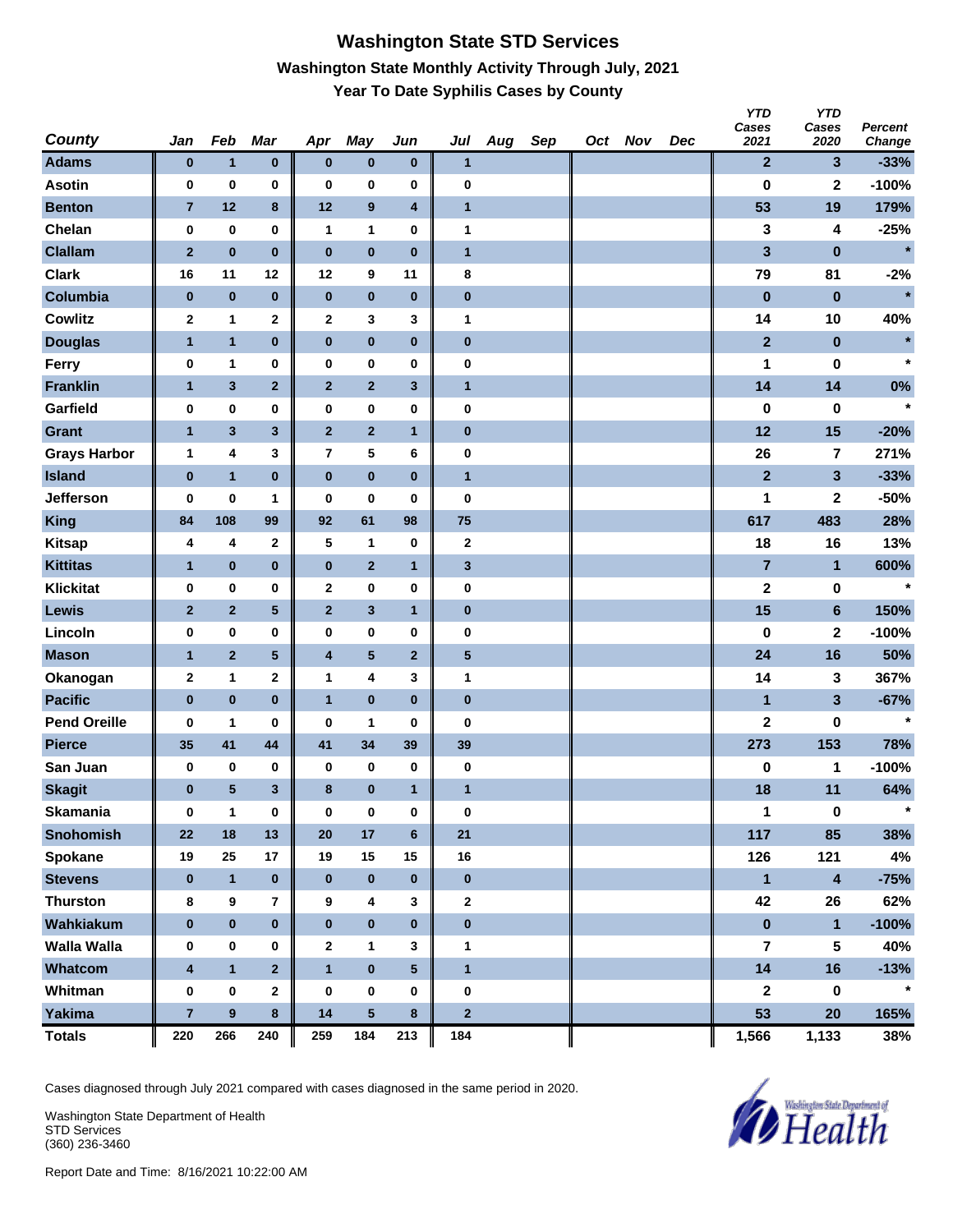# Washington State STD Services

### Washington State Monthly Activity Through July, 2021

### Year To Date Syphilis Cases by County

| County | Jan | Feb | Mar | Apr | May | Jun | Jul | Aug | Sep | Oct | Nov | Dec | YTD Cases 2021 | YTD Cases 2020 | Percent Change |
|---|---|---|---|---|---|---|---|---|---|---|---|---|---|---|---|
| Adams | 0 | 1 | 0 | 0 | 0 | 0 | 1 | | | | | | 2 | 3 | -33% |
| Asotin | 0 | 0 | 0 | 0 | 0 | 0 | 0 | | | | | | 0 | 2 | -100% |
| Benton | 7 | 12 | 8 | 12 | 9 | 4 | 1 | | | | | | 53 | 19 | 179% |
| Chelan | 0 | 0 | 0 | 1 | 1 | 0 | 1 | | | | | | 3 | 4 | -25% |
| Clallam | 2 | 0 | 0 | 0 | 0 | 0 | 1 | | | | | | 3 | 0 | * |
| Clark | 16 | 11 | 12 | 12 | 9 | 11 | 8 | | | | | | 79 | 81 | -2% |
| Columbia | 0 | 0 | 0 | 0 | 0 | 0 | 0 | | | | | | 0 | 0 | * |
| Cowlitz | 2 | 1 | 2 | 2 | 3 | 3 | 1 | | | | | | 14 | 10 | 40% |
| Douglas | 1 | 1 | 0 | 0 | 0 | 0 | 0 | | | | | | 2 | 0 | * |
| Ferry | 0 | 1 | 0 | 0 | 0 | 0 | 0 | | | | | | 1 | 0 | * |
| Franklin | 1 | 3 | 2 | 2 | 2 | 3 | 1 | | | | | | 14 | 14 | 0% |
| Garfield | 0 | 0 | 0 | 0 | 0 | 0 | 0 | | | | | | 0 | 0 | * |
| Grant | 1 | 3 | 3 | 2 | 2 | 1 | 0 | | | | | | 12 | 15 | -20% |
| Grays Harbor | 1 | 4 | 3 | 7 | 5 | 6 | 0 | | | | | | 26 | 7 | 271% |
| Island | 0 | 1 | 0 | 0 | 0 | 0 | 1 | | | | | | 2 | 3 | -33% |
| Jefferson | 0 | 0 | 1 | 0 | 0 | 0 | 0 | | | | | | 1 | 2 | -50% |
| King | 84 | 108 | 99 | 92 | 61 | 98 | 75 | | | | | | 617 | 483 | 28% |
| Kitsap | 4 | 4 | 2 | 5 | 1 | 0 | 2 | | | | | | 18 | 16 | 13% |
| Kittitas | 1 | 0 | 0 | 0 | 2 | 1 | 3 | | | | | | 7 | 1 | 600% |
| Klickitat | 0 | 0 | 0 | 2 | 0 | 0 | 0 | | | | | | 2 | 0 | * |
| Lewis | 2 | 2 | 5 | 2 | 3 | 1 | 0 | | | | | | 15 | 6 | 150% |
| Lincoln | 0 | 0 | 0 | 0 | 0 | 0 | 0 | | | | | | 0 | 2 | -100% |
| Mason | 1 | 2 | 5 | 4 | 5 | 2 | 5 | | | | | | 24 | 16 | 50% |
| Okanogan | 2 | 1 | 2 | 1 | 4 | 3 | 1 | | | | | | 14 | 3 | 367% |
| Pacific | 0 | 0 | 0 | 1 | 0 | 0 | 0 | | | | | | 1 | 3 | -67% |
| Pend Oreille | 0 | 1 | 0 | 0 | 1 | 0 | 0 | | | | | | 2 | 0 | * |
| Pierce | 35 | 41 | 44 | 41 | 34 | 39 | 39 | | | | | | 273 | 153 | 78% |
| San Juan | 0 | 0 | 0 | 0 | 0 | 0 | 0 | | | | | | 0 | 1 | -100% |
| Skagit | 0 | 5 | 3 | 8 | 0 | 1 | 1 | | | | | | 18 | 11 | 64% |
| Skamania | 0 | 1 | 0 | 0 | 0 | 0 | 0 | | | | | | 1 | 0 | * |
| Snohomish | 22 | 18 | 13 | 20 | 17 | 6 | 21 | | | | | | 117 | 85 | 38% |
| Spokane | 19 | 25 | 17 | 19 | 15 | 15 | 16 | | | | | | 126 | 121 | 4% |
| Stevens | 0 | 1 | 0 | 0 | 0 | 0 | 0 | | | | | | 1 | 4 | -75% |
| Thurston | 8 | 9 | 7 | 9 | 4 | 3 | 2 | | | | | | 42 | 26 | 62% |
| Wahkiakum | 0 | 0 | 0 | 0 | 0 | 0 | 0 | | | | | | 0 | 1 | -100% |
| Walla Walla | 0 | 0 | 0 | 2 | 1 | 3 | 1 | | | | | | 7 | 5 | 40% |
| Whatcom | 4 | 1 | 2 | 1 | 0 | 5 | 1 | | | | | | 14 | 16 | -13% |
| Whitman | 0 | 0 | 2 | 0 | 0 | 0 | 0 | | | | | | 2 | 0 | * |
| Yakima | 7 | 9 | 8 | 14 | 5 | 8 | 2 | | | | | | 53 | 20 | 165% |
| Totals | 220 | 266 | 240 | 259 | 184 | 213 | 184 | | | | | | 1,566 | 1,133 | 38% |

Cases diagnosed through July 2021 compared with cases diagnosed in the same period in 2020.

Washington State Department of Health
STD Services
(360) 236-3460

Report Date and Time: 8/16/2021 10:22:00 AM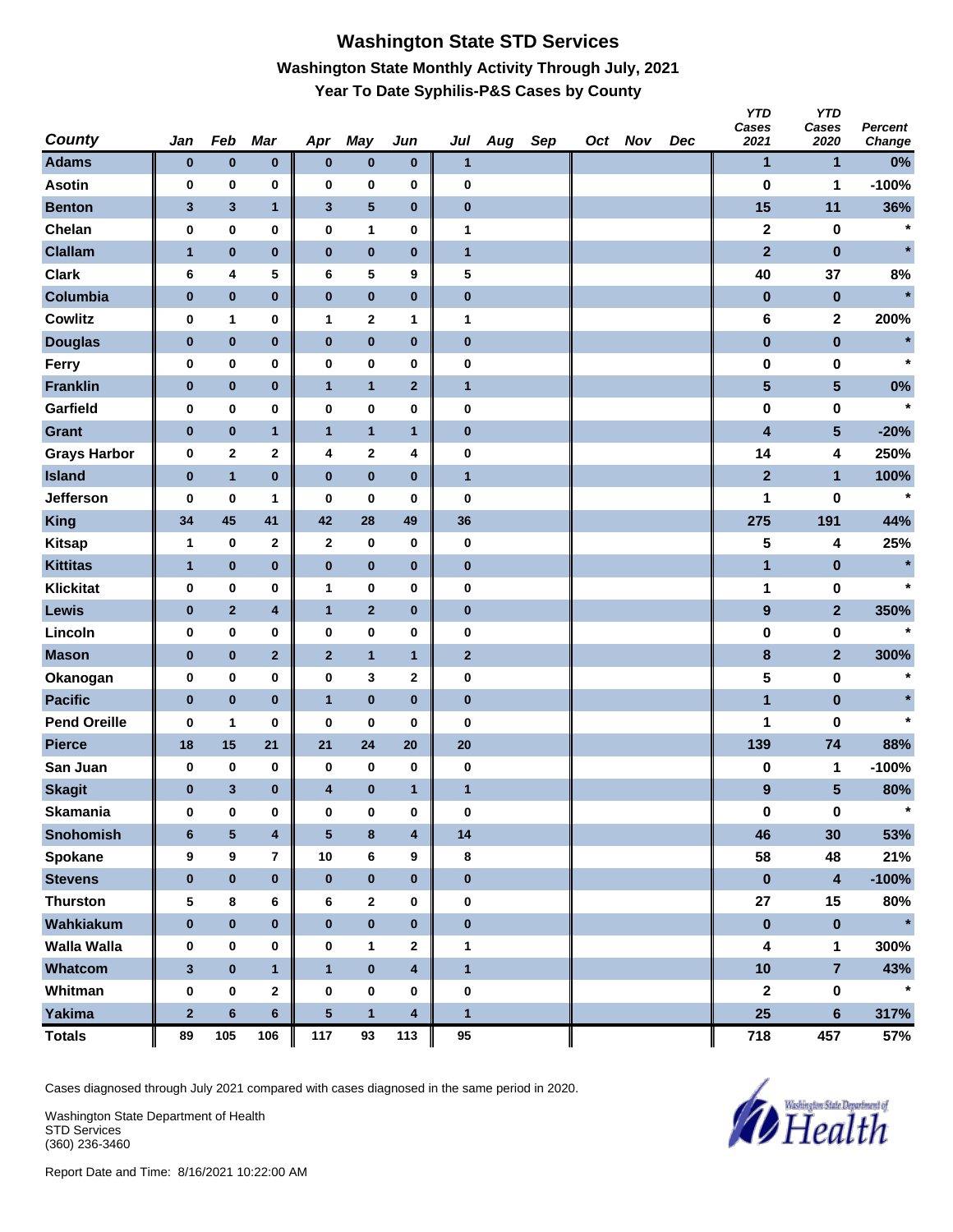# Washington State STD Services

## Washington State Monthly Activity Through July, 2021

### Year To Date Syphilis-P&S Cases by County

| County | Jan | Feb | Mar | Apr | May | Jun | Jul | Aug | Sep | Oct | Nov | Dec | YTD Cases 2021 | YTD Cases 2020 | Percent Change |
|---|---|---|---|---|---|---|---|---|---|---|---|---|---|---|---|
| Adams | 0 | 0 | 0 | 0 | 0 | 0 | 1 | | | | | | 1 | 1 | 0% |
| Asotin | 0 | 0 | 0 | 0 | 0 | 0 | 0 | | | | | | 0 | 1 | -100% |
| Benton | 3 | 3 | 1 | 3 | 5 | 0 | 0 | | | | | | 15 | 11 | 36% |
| Chelan | 0 | 0 | 0 | 0 | 1 | 0 | 1 | | | | | | 2 | 0 | * |
| Clallam | 1 | 0 | 0 | 0 | 0 | 0 | 1 | | | | | | 2 | 0 | * |
| Clark | 6 | 4 | 5 | 6 | 5 | 9 | 5 | | | | | | 40 | 37 | 8% |
| Columbia | 0 | 0 | 0 | 0 | 0 | 0 | 0 | | | | | | 0 | 0 | * |
| Cowlitz | 0 | 1 | 0 | 1 | 2 | 1 | 1 | | | | | | 6 | 2 | 200% |
| Douglas | 0 | 0 | 0 | 0 | 0 | 0 | 0 | | | | | | 0 | 0 | * |
| Ferry | 0 | 0 | 0 | 0 | 0 | 0 | 0 | | | | | | 0 | 0 | * |
| Franklin | 0 | 0 | 0 | 1 | 1 | 2 | 1 | | | | | | 5 | 5 | 0% |
| Garfield | 0 | 0 | 0 | 0 | 0 | 0 | 0 | | | | | | 0 | 0 | * |
| Grant | 0 | 0 | 1 | 1 | 1 | 1 | 0 | | | | | | 4 | 5 | -20% |
| Grays Harbor | 0 | 2 | 2 | 4 | 2 | 4 | 0 | | | | | | 14 | 4 | 250% |
| Island | 0 | 1 | 0 | 0 | 0 | 0 | 1 | | | | | | 2 | 1 | 100% |
| Jefferson | 0 | 0 | 1 | 0 | 0 | 0 | 0 | | | | | | 1 | 0 | * |
| King | 34 | 45 | 41 | 42 | 28 | 49 | 36 | | | | | | 275 | 191 | 44% |
| Kitsap | 1 | 0 | 2 | 2 | 0 | 0 | 0 | | | | | | 5 | 4 | 25% |
| Kittitas | 1 | 0 | 0 | 0 | 0 | 0 | 0 | | | | | | 1 | 0 | * |
| Klickitat | 0 | 0 | 0 | 1 | 0 | 0 | 0 | | | | | | 1 | 0 | * |
| Lewis | 0 | 2 | 4 | 1 | 2 | 0 | 0 | | | | | | 9 | 2 | 350% |
| Lincoln | 0 | 0 | 0 | 0 | 0 | 0 | 0 | | | | | | 0 | 0 | * |
| Mason | 0 | 0 | 2 | 2 | 1 | 1 | 2 | | | | | | 8 | 2 | 300% |
| Okanogan | 0 | 0 | 0 | 0 | 3 | 2 | 0 | | | | | | 5 | 0 | * |
| Pacific | 0 | 0 | 0 | 1 | 0 | 0 | 0 | | | | | | 1 | 0 | * |
| Pend Oreille | 0 | 1 | 0 | 0 | 0 | 0 | 0 | | | | | | 1 | 0 | * |
| Pierce | 18 | 15 | 21 | 21 | 24 | 20 | 20 | | | | | | 139 | 74 | 88% |
| San Juan | 0 | 0 | 0 | 0 | 0 | 0 | 0 | | | | | | 0 | 1 | -100% |
| Skagit | 0 | 3 | 0 | 4 | 0 | 1 | 1 | | | | | | 9 | 5 | 80% |
| Skamania | 0 | 0 | 0 | 0 | 0 | 0 | 0 | | | | | | 0 | 0 | * |
| Snohomish | 6 | 5 | 4 | 5 | 8 | 4 | 14 | | | | | | 46 | 30 | 53% |
| Spokane | 9 | 9 | 7 | 10 | 6 | 9 | 8 | | | | | | 58 | 48 | 21% |
| Stevens | 0 | 0 | 0 | 0 | 0 | 0 | 0 | | | | | | 0 | 4 | -100% |
| Thurston | 5 | 8 | 6 | 6 | 2 | 0 | 0 | | | | | | 27 | 15 | 80% |
| Wahkiakum | 0 | 0 | 0 | 0 | 0 | 0 | 0 | | | | | | 0 | 0 | * |
| Walla Walla | 0 | 0 | 0 | 0 | 1 | 2 | 1 | | | | | | 4 | 1 | 300% |
| Whatcom | 3 | 0 | 1 | 1 | 0 | 4 | 1 | | | | | | 10 | 7 | 43% |
| Whitman | 0 | 0 | 2 | 0 | 0 | 0 | 0 | | | | | | 2 | 0 | * |
| Yakima | 2 | 6 | 6 | 5 | 1 | 4 | 1 | | | | | | 25 | 6 | 317% |
| Totals | 89 | 105 | 106 | 117 | 93 | 113 | 95 | | | | | | 718 | 457 | 57% |

Cases diagnosed through July 2021 compared with cases diagnosed in the same period in 2020.

Washington State Department of Health
STD Services
(360) 236-3460

Report Date and Time: 8/16/2021 10:22:00 AM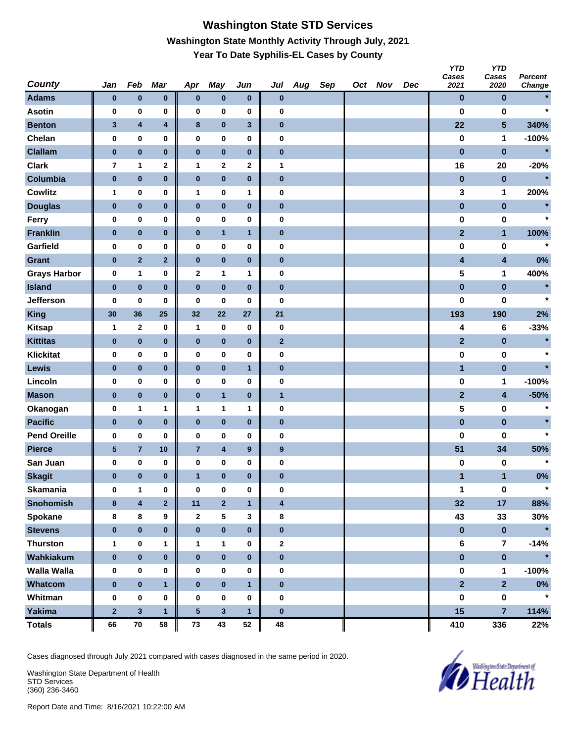# Washington State STD Services

## Washington State Monthly Activity Through July, 2021

### Year To Date Syphilis-EL Cases by County

| County | Jan | Feb | Mar | Apr | May | Jun | Jul | Aug | Sep | Oct | Nov | Dec | YTD Cases 2021 | YTD Cases 2020 | Percent Change |
|---|---|---|---|---|---|---|---|---|---|---|---|---|---|---|---|
| Adams | 0 | 0 | 0 | 0 | 0 | 0 | 0 | | | | | | 0 | 0 | * |
| Asotin | 0 | 0 | 0 | 0 | 0 | 0 | 0 | | | | | | 0 | 0 | * |
| Benton | 3 | 4 | 4 | 8 | 0 | 3 | 0 | | | | | | 22 | 5 | 340% |
| Chelan | 0 | 0 | 0 | 0 | 0 | 0 | 0 | | | | | | 0 | 1 | -100% |
| Clallam | 0 | 0 | 0 | 0 | 0 | 0 | 0 | | | | | | 0 | 0 | * |
| Clark | 7 | 1 | 2 | 1 | 2 | 2 | 1 | | | | | | 16 | 20 | -20% |
| Columbia | 0 | 0 | 0 | 0 | 0 | 0 | 0 | | | | | | 0 | 0 | * |
| Cowlitz | 1 | 0 | 0 | 1 | 0 | 1 | 0 | | | | | | 3 | 1 | 200% |
| Douglas | 0 | 0 | 0 | 0 | 0 | 0 | 0 | | | | | | 0 | 0 | * |
| Ferry | 0 | 0 | 0 | 0 | 0 | 0 | 0 | | | | | | 0 | 0 | * |
| Franklin | 0 | 0 | 0 | 0 | 1 | 1 | 0 | | | | | | 2 | 1 | 100% |
| Garfield | 0 | 0 | 0 | 0 | 0 | 0 | 0 | | | | | | 0 | 0 | * |
| Grant | 0 | 2 | 2 | 0 | 0 | 0 | 0 | | | | | | 4 | 4 | 0% |
| Grays Harbor | 0 | 1 | 0 | 2 | 1 | 1 | 0 | | | | | | 5 | 1 | 400% |
| Island | 0 | 0 | 0 | 0 | 0 | 0 | 0 | | | | | | 0 | 0 | * |
| Jefferson | 0 | 0 | 0 | 0 | 0 | 0 | 0 | | | | | | 0 | 0 | * |
| King | 30 | 36 | 25 | 32 | 22 | 27 | 21 | | | | | | 193 | 190 | 2% |
| Kitsap | 1 | 2 | 0 | 1 | 0 | 0 | 0 | | | | | | 4 | 6 | -33% |
| Kittitas | 0 | 0 | 0 | 0 | 0 | 0 | 2 | | | | | | 2 | 0 | * |
| Klickitat | 0 | 0 | 0 | 0 | 0 | 0 | 0 | | | | | | 0 | 0 | * |
| Lewis | 0 | 0 | 0 | 0 | 0 | 1 | 0 | | | | | | 1 | 0 | * |
| Lincoln | 0 | 0 | 0 | 0 | 0 | 0 | 0 | | | | | | 0 | 1 | -100% |
| Mason | 0 | 0 | 0 | 0 | 1 | 0 | 1 | | | | | | 2 | 4 | -50% |
| Okanogan | 0 | 1 | 1 | 1 | 1 | 1 | 0 | | | | | | 5 | 0 | * |
| Pacific | 0 | 0 | 0 | 0 | 0 | 0 | 0 | | | | | | 0 | 0 | * |
| Pend Oreille | 0 | 0 | 0 | 0 | 0 | 0 | 0 | | | | | | 0 | 0 | * |
| Pierce | 5 | 7 | 10 | 7 | 4 | 9 | 9 | | | | | | 51 | 34 | 50% |
| San Juan | 0 | 0 | 0 | 0 | 0 | 0 | 0 | | | | | | 0 | 0 | * |
| Skagit | 0 | 0 | 0 | 1 | 0 | 0 | 0 | | | | | | 1 | 1 | 0% |
| Skamania | 0 | 1 | 0 | 0 | 0 | 0 | 0 | | | | | | 1 | 0 | * |
| Snohomish | 8 | 4 | 2 | 11 | 2 | 1 | 4 | | | | | | 32 | 17 | 88% |
| Spokane | 8 | 8 | 9 | 2 | 5 | 3 | 8 | | | | | | 43 | 33 | 30% |
| Stevens | 0 | 0 | 0 | 0 | 0 | 0 | 0 | | | | | | 0 | 0 | * |
| Thurston | 1 | 0 | 1 | 1 | 1 | 0 | 2 | | | | | | 6 | 7 | -14% |
| Wahkiakum | 0 | 0 | 0 | 0 | 0 | 0 | 0 | | | | | | 0 | 0 | * |
| Walla Walla | 0 | 0 | 0 | 0 | 0 | 0 | 0 | | | | | | 0 | 1 | -100% |
| Whatcom | 0 | 0 | 1 | 0 | 0 | 1 | 0 | | | | | | 2 | 2 | 0% |
| Whitman | 0 | 0 | 0 | 0 | 0 | 0 | 0 | | | | | | 0 | 0 | * |
| Yakima | 2 | 3 | 1 | 5 | 3 | 1 | 0 | | | | | | 15 | 7 | 114% |
| Totals | 66 | 70 | 58 | 73 | 43 | 52 | 48 | | | | | | 410 | 336 | 22% |

Cases diagnosed through July 2021 compared with cases diagnosed in the same period in 2020.

Washington State Department of Health
STD Services
(360) 236-3460

Report Date and Time: 8/16/2021 10:22:00 AM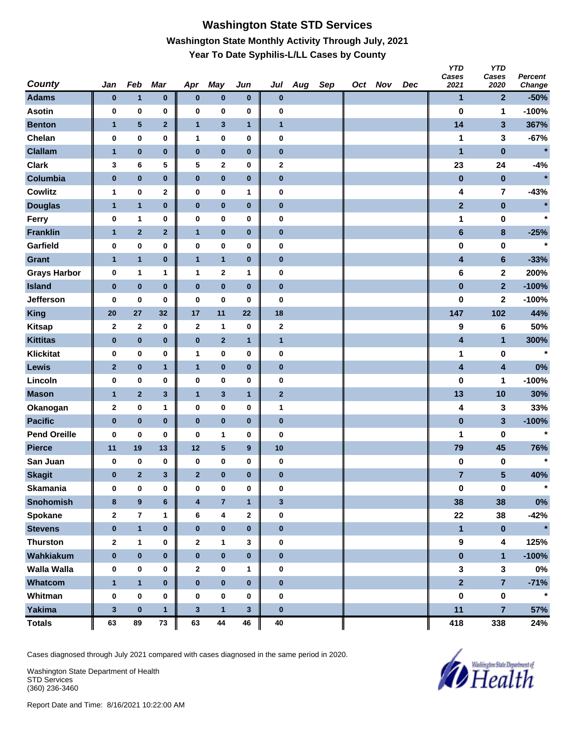# Washington State STD Services

## Washington State Monthly Activity Through July, 2021

### Year To Date Syphilis-L/LL Cases by County

| County | Jan | Feb | Mar | Apr | May | Jun | Jul | Aug | Sep | Oct | Nov | Dec | YTD Cases 2021 | YTD Cases 2020 | Percent Change |
|---|---|---|---|---|---|---|---|---|---|---|---|---|---|---|---|
| Adams | 0 | 1 | 0 | 0 | 0 | 0 | 0 | | | | | | 1 | 2 | -50% |
| Asotin | 0 | 0 | 0 | 0 | 0 | 0 | 0 | | | | | | 0 | 1 | -100% |
| Benton | 1 | 5 | 2 | 1 | 3 | 1 | 1 | | | | | | 14 | 3 | 367% |
| Chelan | 0 | 0 | 0 | 1 | 0 | 0 | 0 | | | | | | 1 | 3 | -67% |
| Clallam | 1 | 0 | 0 | 0 | 0 | 0 | 0 | | | | | | 1 | 0 | * |
| Clark | 3 | 6 | 5 | 5 | 2 | 0 | 2 | | | | | | 23 | 24 | -4% |
| Columbia | 0 | 0 | 0 | 0 | 0 | 0 | 0 | | | | | | 0 | 0 | * |
| Cowlitz | 1 | 0 | 2 | 0 | 0 | 1 | 0 | | | | | | 4 | 7 | -43% |
| Douglas | 1 | 1 | 0 | 0 | 0 | 0 | 0 | | | | | | 2 | 0 | * |
| Ferry | 0 | 1 | 0 | 0 | 0 | 0 | 0 | | | | | | 1 | 0 | * |
| Franklin | 1 | 2 | 2 | 1 | 0 | 0 | 0 | | | | | | 6 | 8 | -25% |
| Garfield | 0 | 0 | 0 | 0 | 0 | 0 | 0 | | | | | | 0 | 0 | * |
| Grant | 1 | 1 | 0 | 1 | 1 | 0 | 0 | | | | | | 4 | 6 | -33% |
| Grays Harbor | 0 | 1 | 1 | 1 | 2 | 1 | 0 | | | | | | 6 | 2 | 200% |
| Island | 0 | 0 | 0 | 0 | 0 | 0 | 0 | | | | | | 0 | 2 | -100% |
| Jefferson | 0 | 0 | 0 | 0 | 0 | 0 | 0 | | | | | | 0 | 2 | -100% |
| King | 20 | 27 | 32 | 17 | 11 | 22 | 18 | | | | | | 147 | 102 | 44% |
| Kitsap | 2 | 2 | 0 | 2 | 1 | 0 | 2 | | | | | | 9 | 6 | 50% |
| Kittitas | 0 | 0 | 0 | 0 | 2 | 1 | 1 | | | | | | 4 | 1 | 300% |
| Klickitat | 0 | 0 | 0 | 1 | 0 | 0 | 0 | | | | | | 1 | 0 | * |
| Lewis | 2 | 0 | 1 | 1 | 0 | 0 | 0 | | | | | | 4 | 4 | 0% |
| Lincoln | 0 | 0 | 0 | 0 | 0 | 0 | 0 | | | | | | 0 | 1 | -100% |
| Mason | 1 | 2 | 3 | 1 | 3 | 1 | 2 | | | | | | 13 | 10 | 30% |
| Okanogan | 2 | 0 | 1 | 0 | 0 | 0 | 1 | | | | | | 4 | 3 | 33% |
| Pacific | 0 | 0 | 0 | 0 | 0 | 0 | 0 | | | | | | 0 | 3 | -100% |
| Pend Oreille | 0 | 0 | 0 | 0 | 1 | 0 | 0 | | | | | | 1 | 0 | * |
| Pierce | 11 | 19 | 13 | 12 | 5 | 9 | 10 | | | | | | 79 | 45 | 76% |
| San Juan | 0 | 0 | 0 | 0 | 0 | 0 | 0 | | | | | | 0 | 0 | * |
| Skagit | 0 | 2 | 3 | 2 | 0 | 0 | 0 | | | | | | 7 | 5 | 40% |
| Skamania | 0 | 0 | 0 | 0 | 0 | 0 | 0 | | | | | | 0 | 0 | * |
| Snohomish | 8 | 9 | 6 | 4 | 7 | 1 | 3 | | | | | | 38 | 38 | 0% |
| Spokane | 2 | 7 | 1 | 6 | 4 | 2 | 0 | | | | | | 22 | 38 | -42% |
| Stevens | 0 | 1 | 0 | 0 | 0 | 0 | 0 | | | | | | 1 | 0 | * |
| Thurston | 2 | 1 | 0 | 2 | 1 | 3 | 0 | | | | | | 9 | 4 | 125% |
| Wahkiakum | 0 | 0 | 0 | 0 | 0 | 0 | 0 | | | | | | 0 | 1 | -100% |
| Walla Walla | 0 | 0 | 0 | 2 | 0 | 1 | 0 | | | | | | 3 | 3 | 0% |
| Whatcom | 1 | 1 | 0 | 0 | 0 | 0 | 0 | | | | | | 2 | 7 | -71% |
| Whitman | 0 | 0 | 0 | 0 | 0 | 0 | 0 | | | | | | 0 | 0 | * |
| Yakima | 3 | 0 | 1 | 3 | 1 | 3 | 0 | | | | | | 11 | 7 | 57% |
| Totals | 63 | 89 | 73 | 63 | 44 | 46 | 40 | | | | | | 418 | 338 | 24% |

Cases diagnosed through July 2021 compared with cases diagnosed in the same period in 2020.

Washington State Department of Health
STD Services
(360) 236-3460

Report Date and Time: 8/16/2021 10:22:00 AM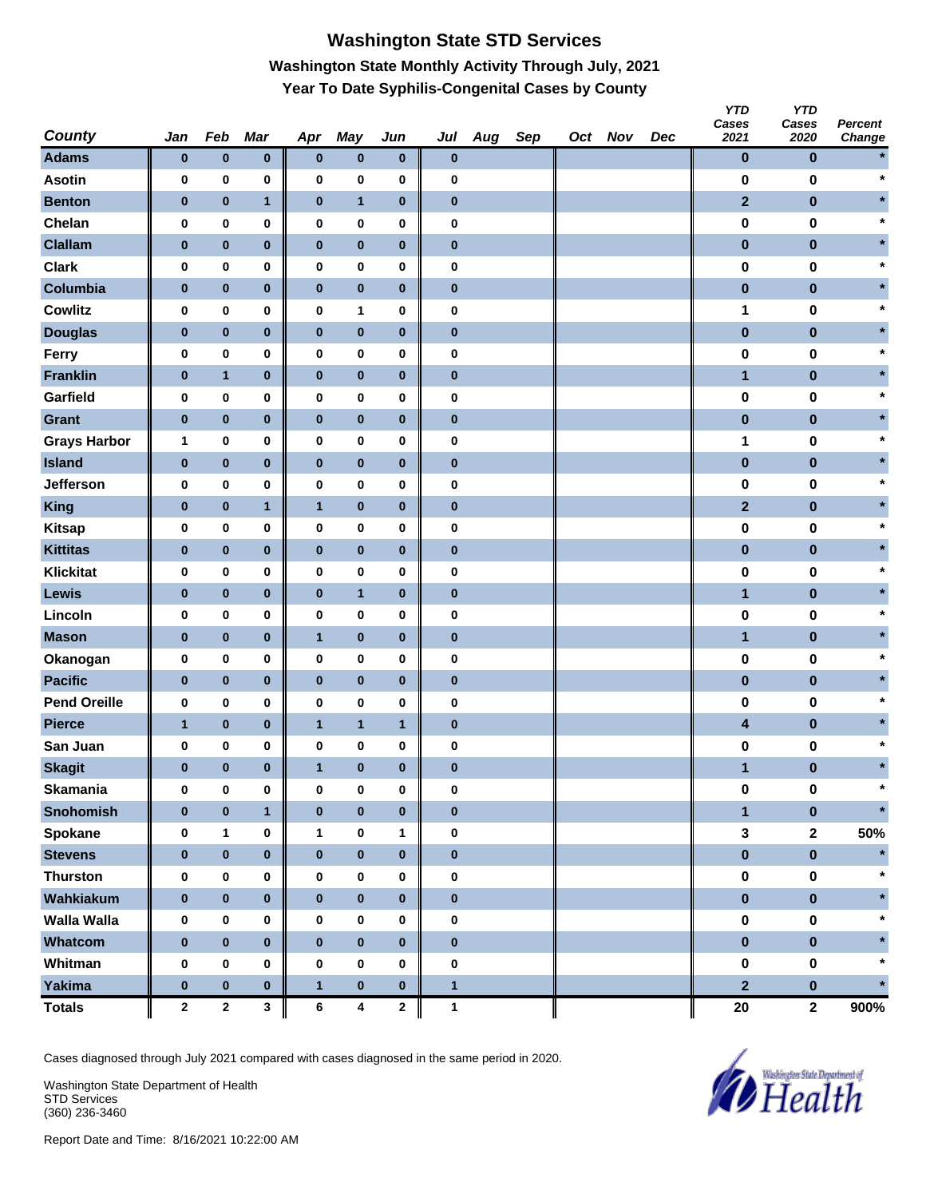# Washington State STD Services

## Washington State Monthly Activity Through July, 2021

## Year To Date Syphilis-Congenital Cases by County

| County | Jan | Feb | Mar | Apr | May | Jun | Jul | Aug | Sep | Oct | Nov | Dec | YTD Cases 2021 | YTD Cases 2020 | Percent Change |
|---|---|---|---|---|---|---|---|---|---|---|---|---|---|---|---|
| Adams | 0 | 0 | 0 | 0 | 0 | 0 | 0 | | | | | | 0 | 0 | * |
| Asotin | 0 | 0 | 0 | 0 | 0 | 0 | 0 | | | | | | 0 | 0 | * |
| Benton | 0 | 0 | 1 | 0 | 1 | 0 | 0 | | | | | | 2 | 0 | * |
| Chelan | 0 | 0 | 0 | 0 | 0 | 0 | 0 | | | | | | 0 | 0 | * |
| Clallam | 0 | 0 | 0 | 0 | 0 | 0 | 0 | | | | | | 0 | 0 | * |
| Clark | 0 | 0 | 0 | 0 | 0 | 0 | 0 | | | | | | 0 | 0 | * |
| Columbia | 0 | 0 | 0 | 0 | 0 | 0 | 0 | | | | | | 0 | 0 | * |
| Cowlitz | 0 | 0 | 0 | 0 | 1 | 0 | 0 | | | | | | 1 | 0 | * |
| Douglas | 0 | 0 | 0 | 0 | 0 | 0 | 0 | | | | | | 0 | 0 | * |
| Ferry | 0 | 0 | 0 | 0 | 0 | 0 | 0 | | | | | | 0 | 0 | * |
| Franklin | 0 | 1 | 0 | 0 | 0 | 0 | 0 | | | | | | 1 | 0 | * |
| Garfield | 0 | 0 | 0 | 0 | 0 | 0 | 0 | | | | | | 0 | 0 | * |
| Grant | 0 | 0 | 0 | 0 | 0 | 0 | 0 | | | | | | 0 | 0 | * |
| Grays Harbor | 1 | 0 | 0 | 0 | 0 | 0 | 0 | | | | | | 1 | 0 | * |
| Island | 0 | 0 | 0 | 0 | 0 | 0 | 0 | | | | | | 0 | 0 | * |
| Jefferson | 0 | 0 | 0 | 0 | 0 | 0 | 0 | | | | | | 0 | 0 | * |
| King | 0 | 0 | 1 | 1 | 0 | 0 | 0 | | | | | | 2 | 0 | * |
| Kitsap | 0 | 0 | 0 | 0 | 0 | 0 | 0 | | | | | | 0 | 0 | * |
| Kittitas | 0 | 0 | 0 | 0 | 0 | 0 | 0 | | | | | | 0 | 0 | * |
| Klickitat | 0 | 0 | 0 | 0 | 0 | 0 | 0 | | | | | | 0 | 0 | * |
| Lewis | 0 | 0 | 0 | 0 | 1 | 0 | 0 | | | | | | 1 | 0 | * |
| Lincoln | 0 | 0 | 0 | 0 | 0 | 0 | 0 | | | | | | 0 | 0 | * |
| Mason | 0 | 0 | 0 | 1 | 0 | 0 | 0 | | | | | | 1 | 0 | * |
| Okanogan | 0 | 0 | 0 | 0 | 0 | 0 | 0 | | | | | | 0 | 0 | * |
| Pacific | 0 | 0 | 0 | 0 | 0 | 0 | 0 | | | | | | 0 | 0 | * |
| Pend Oreille | 0 | 0 | 0 | 0 | 0 | 0 | 0 | | | | | | 0 | 0 | * |
| Pierce | 1 | 0 | 0 | 1 | 1 | 1 | 0 | | | | | | 4 | 0 | * |
| San Juan | 0 | 0 | 0 | 0 | 0 | 0 | 0 | | | | | | 0 | 0 | * |
| Skagit | 0 | 0 | 0 | 1 | 0 | 0 | 0 | | | | | | 1 | 0 | * |
| Skamania | 0 | 0 | 0 | 0 | 0 | 0 | 0 | | | | | | 0 | 0 | * |
| Snohomish | 0 | 0 | 1 | 0 | 0 | 0 | 0 | | | | | | 1 | 0 | * |
| Spokane | 0 | 1 | 0 | 1 | 0 | 1 | 0 | | | | | | 3 | 2 | 50% |
| Stevens | 0 | 0 | 0 | 0 | 0 | 0 | 0 | | | | | | 0 | 0 | * |
| Thurston | 0 | 0 | 0 | 0 | 0 | 0 | 0 | | | | | | 0 | 0 | * |
| Wahkiakum | 0 | 0 | 0 | 0 | 0 | 0 | 0 | | | | | | 0 | 0 | * |
| Walla Walla | 0 | 0 | 0 | 0 | 0 | 0 | 0 | | | | | | 0 | 0 | * |
| Whatcom | 0 | 0 | 0 | 0 | 0 | 0 | 0 | | | | | | 0 | 0 | * |
| Whitman | 0 | 0 | 0 | 0 | 0 | 0 | 0 | | | | | | 0 | 0 | * |
| Yakima | 0 | 0 | 0 | 1 | 0 | 0 | 1 | | | | | | 2 | 0 | * |
| Totals | 2 | 2 | 3 | 6 | 4 | 2 | 1 | | | | | | 20 | 2 | 900% |

Cases diagnosed through July 2021 compared with cases diagnosed in the same period in 2020.

Washington State Department of Health
STD Services
(360) 236-3460

Report Date and Time: 8/16/2021 10:22:00 AM